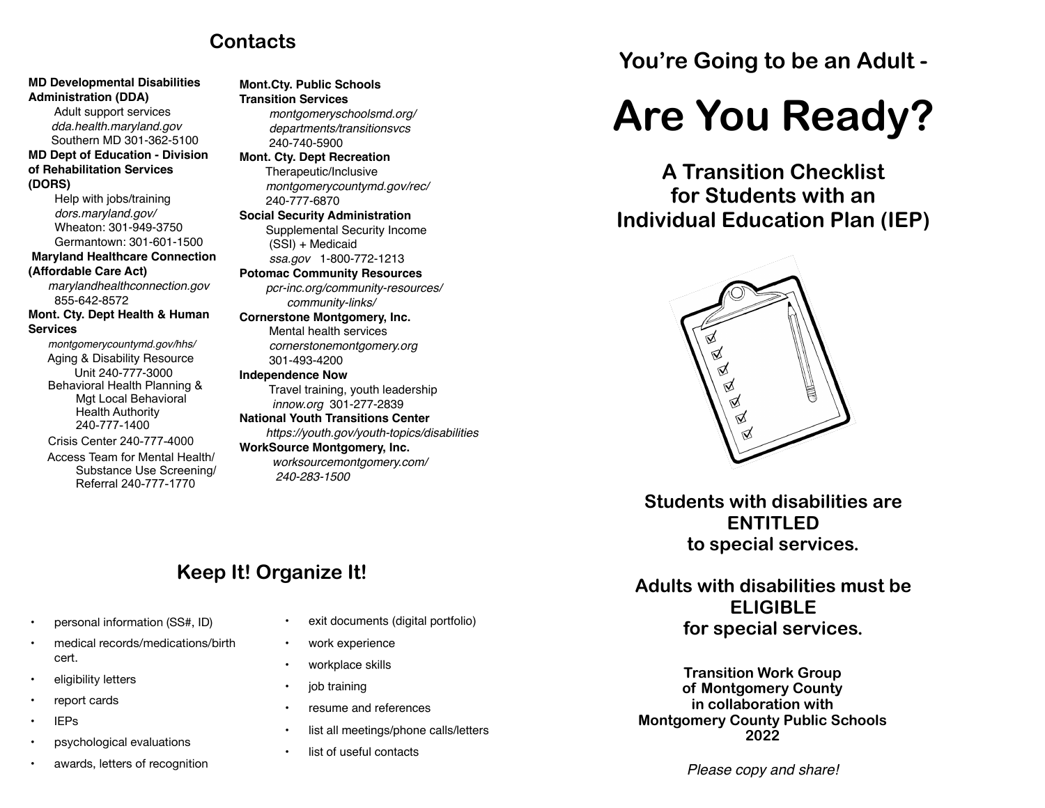## Contacts

**MD Developmental Disabilities Administration (DDA)**
Adult support services
*dda.health.maryland.gov*
Southern MD 301-362-5100

**MD Dept of Education - Division of Rehabilitation Services (DORS)**
Help with jobs/training
*dors.maryland.gov/*
Wheaton: 301-949-3750
Germantown: 301-601-1500

**Maryland Healthcare Connection (Affordable Care Act)**
*marylandhealthconnection.gov*
855-642-8572

**Mont. Cty. Dept Health & Human Services**
*montgomerycountymd.gov/hhs/*
Aging & Disability Resource Unit 240-777-3000
Behavioral Health Planning & Mgt Local Behavioral Health Authority 240-777-1400
Crisis Center 240-777-4000
Access Team for Mental Health/ Substance Use Screening/ Referral 240-777-1770

**Mont.Cty. Public Schools Transition Services**
*montgomeryschoolsmd.org/departments/transitionsvcs*
240-740-5900

**Mont. Cty. Dept Recreation**
Therapeutic/Inclusive
*montgomerycountymd.gov/rec/*
240-777-6870

**Social Security Administration**
Supplemental Security Income (SSI) + Medicaid
*ssa.gov* 1-800-772-1213

**Potomac Community Resources**
*pcr-inc.org/community-resources/community-links/*

**Cornerstone Montgomery, Inc.**
Mental health services
*cornerstonemontgomery.org*
301-493-4200

**Independence Now**
Travel training, youth leadership
*innow.org* 301-277-2839

**National Youth Transitions Center**
*https://youth.gov/youth-topics/disabilities*

**WorkSource Montgomery, Inc.**
*worksourcemontgomery.com/*
*240-283-1500*

## Keep It! Organize It!

- personal information (SS#, ID)
- medical records/medications/birth cert.
- eligibility letters
- report cards
- IEPs
- psychological evaluations
- awards, letters of recognition
- exit documents (digital portfolio)
- work experience
- workplace skills
- job training
- resume and references
- list all meetings/phone calls/letters
- list of useful contacts

## You're Going to be an Adult -

# Are You Ready?

## A Transition Checklist for Students with an Individual Education Plan (IEP)

**Students with disabilities are ENTITLED to special services.**

**Adults with disabilities must be ELIGIBLE for special services.**

**Transition Work Group of Montgomery County in collaboration with Montgomery County Public Schools 2022**

*Please copy and share!*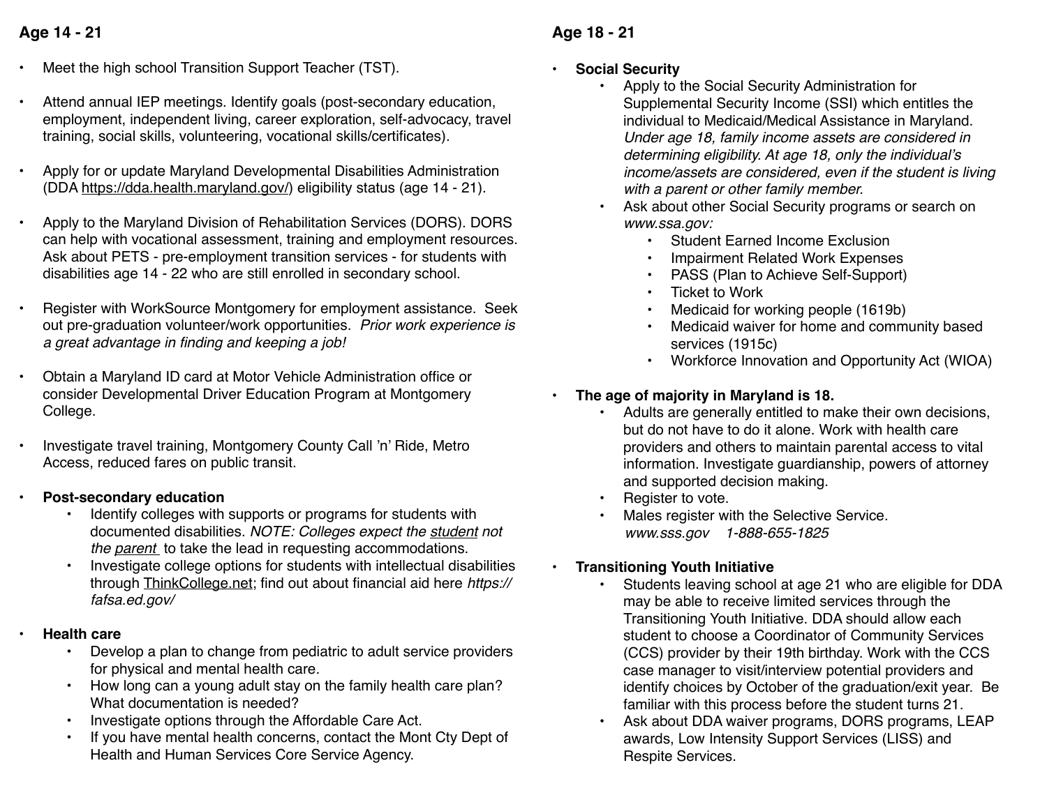## Age 14 - 21

- Meet the high school Transition Support Teacher (TST).
- Attend annual IEP meetings. Identify goals (post-secondary education, employment, independent living, career exploration, self-advocacy, travel training, social skills, volunteering, vocational skills/certificates).
- Apply for or update Maryland Developmental Disabilities Administration (DDA https://dda.health.maryland.gov/) eligibility status (age 14 - 21).
- Apply to the Maryland Division of Rehabilitation Services (DORS). DORS can help with vocational assessment, training and employment resources. Ask about PETS - pre-employment transition services - for students with disabilities age 14 - 22 who are still enrolled in secondary school.
- Register with WorkSource Montgomery for employment assistance. Seek out pre-graduation volunteer/work opportunities. *Prior work experience is a great advantage in finding and keeping a job!*
- Obtain a Maryland ID card at Motor Vehicle Administration office or consider Developmental Driver Education Program at Montgomery College.
- Investigate travel training, Montgomery County Call 'n' Ride, Metro Access, reduced fares on public transit.
- **Post-secondary education**
  - Identify colleges with supports or programs for students with documented disabilities. *NOTE: Colleges expect the student not the parent to take the lead in requesting accommodations.*
  - Investigate college options for students with intellectual disabilities through ThinkCollege.net; find out about financial aid here *https://fafsa.ed.gov/*
- **Health care**
  - Develop a plan to change from pediatric to adult service providers for physical and mental health care.
  - How long can a young adult stay on the family health care plan? What documentation is needed?
  - Investigate options through the Affordable Care Act.
  - If you have mental health concerns, contact the Mont Cty Dept of Health and Human Services Core Service Agency.

## Age 18 - 21

- **Social Security**
  - Apply to the Social Security Administration for Supplemental Security Income (SSI) which entitles the individual to Medicaid/Medical Assistance in Maryland. *Under age 18, family income assets are considered in determining eligibility. At age 18, only the individual's income/assets are considered, even if the student is living with a parent or other family member.*
  - Ask about other Social Security programs or search on *www.ssa.gov:*
    - Student Earned Income Exclusion
    - Impairment Related Work Expenses
    - PASS (Plan to Achieve Self-Support)
    - Ticket to Work
    - Medicaid for working people (1619b)
    - Medicaid waiver for home and community based services (1915c)
    - Workforce Innovation and Opportunity Act (WIOA)
- **The age of majority in Maryland is 18.**
  - Adults are generally entitled to make their own decisions, but do not have to do it alone. Work with health care providers and others to maintain parental access to vital information. Investigate guardianship, powers of attorney and supported decision making.
  - Register to vote.
  - Males register with the Selective Service. *www.sss.gov 1-888-655-1825*
- **Transitioning Youth Initiative**
  - Students leaving school at age 21 who are eligible for DDA may be able to receive limited services through the Transitioning Youth Initiative. DDA should allow each student to choose a Coordinator of Community Services (CCS) provider by their 19th birthday. Work with the CCS case manager to visit/interview potential providers and identify choices by October of the graduation/exit year. Be familiar with this process before the student turns 21.
  - Ask about DDA waiver programs, DORS programs, LEAP awards, Low Intensity Support Services (LISS) and Respite Services.